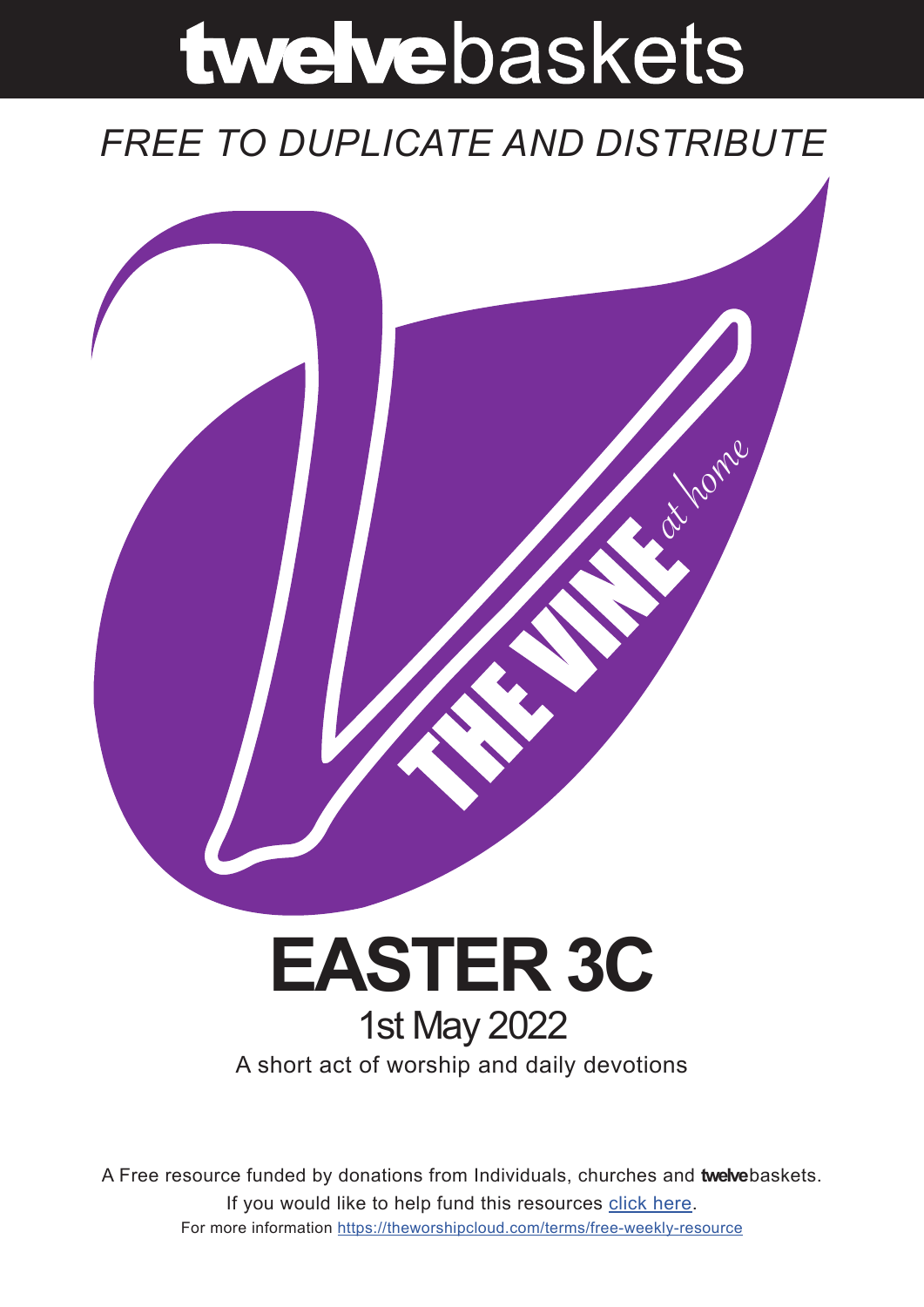# **twelve**baskets

*FREE TO DUPLICATE AND DISTRIBUTE*

THE VINE *at home*

# EASTER 3C

## 1st May 2022

A short act of worship and daily devotions

A Free resource funded by donations from Individuals, churches and **twelve**baskets.

If you would like to help fund this resources [click here](click here).

For more information [https://theworshipcloud.com/terms/free-weekly-resource](https://theworshipcloud.com/terms/free-weekly-resource)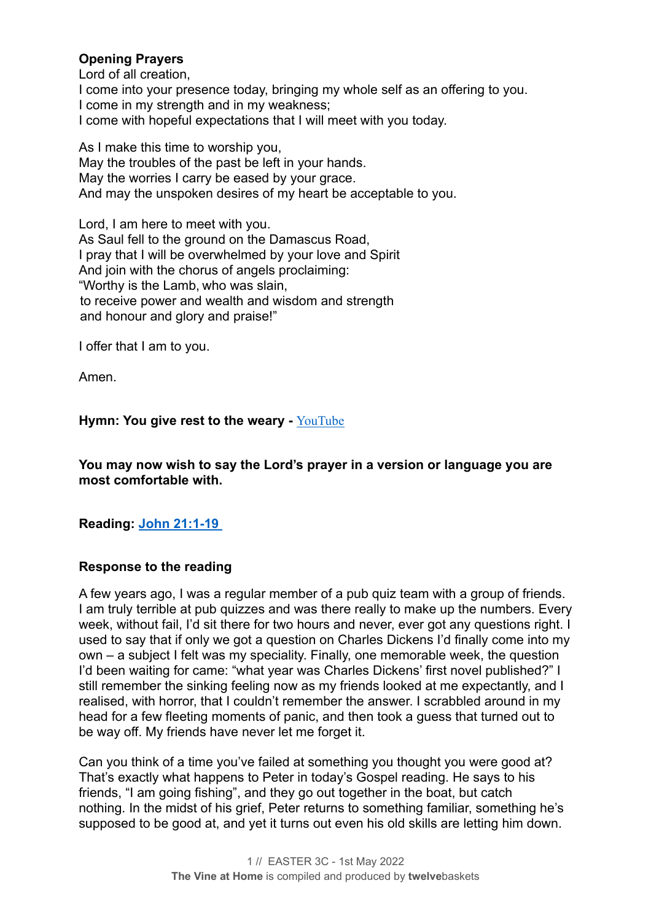**Opening Prayers**

Lord of all creation,
I come into your presence today, bringing my whole self as an offering to you.
I come in my strength and in my weakness;
I come with hopeful expectations that I will meet with you today.

As I make this time to worship you,
May the troubles of the past be left in your hands.
May the worries I carry be eased by your grace.
And may the unspoken desires of my heart be acceptable to you.

Lord, I am here to meet with you.
As Saul fell to the ground on the Damascus Road,
I pray that I will be overwhelmed by your love and Spirit
And join with the chorus of angels proclaiming:
"Worthy is the Lamb, who was slain,
to receive power and wealth and wisdom and strength
and honour and glory and praise!"

I offer that I am to you.

Amen.

**Hymn: You give rest to the weary -** YouTube

**You may now wish to say the Lord's prayer in a version or language you are most comfortable with.**

**Reading: John 21:1-19**

**Response to the reading**

A few years ago, I was a regular member of a pub quiz team with a group of friends. I am truly terrible at pub quizzes and was there really to make up the numbers. Every week, without fail, I'd sit there for two hours and never, ever got any questions right. I used to say that if only we got a question on Charles Dickens I'd finally come into my own – a subject I felt was my speciality. Finally, one memorable week, the question I'd been waiting for came: "what year was Charles Dickens' first novel published?" I still remember the sinking feeling now as my friends looked at me expectantly, and I realised, with horror, that I couldn't remember the answer. I scrabbled around in my head for a few fleeting moments of panic, and then took a guess that turned out to be way off. My friends have never let me forget it.

Can you think of a time you've failed at something you thought you were good at? That's exactly what happens to Peter in today's Gospel reading. He says to his friends, "I am going fishing", and they go out together in the boat, but catch nothing. In the midst of his grief, Peter returns to something familiar, something he's supposed to be good at, and yet it turns out even his old skills are letting him down.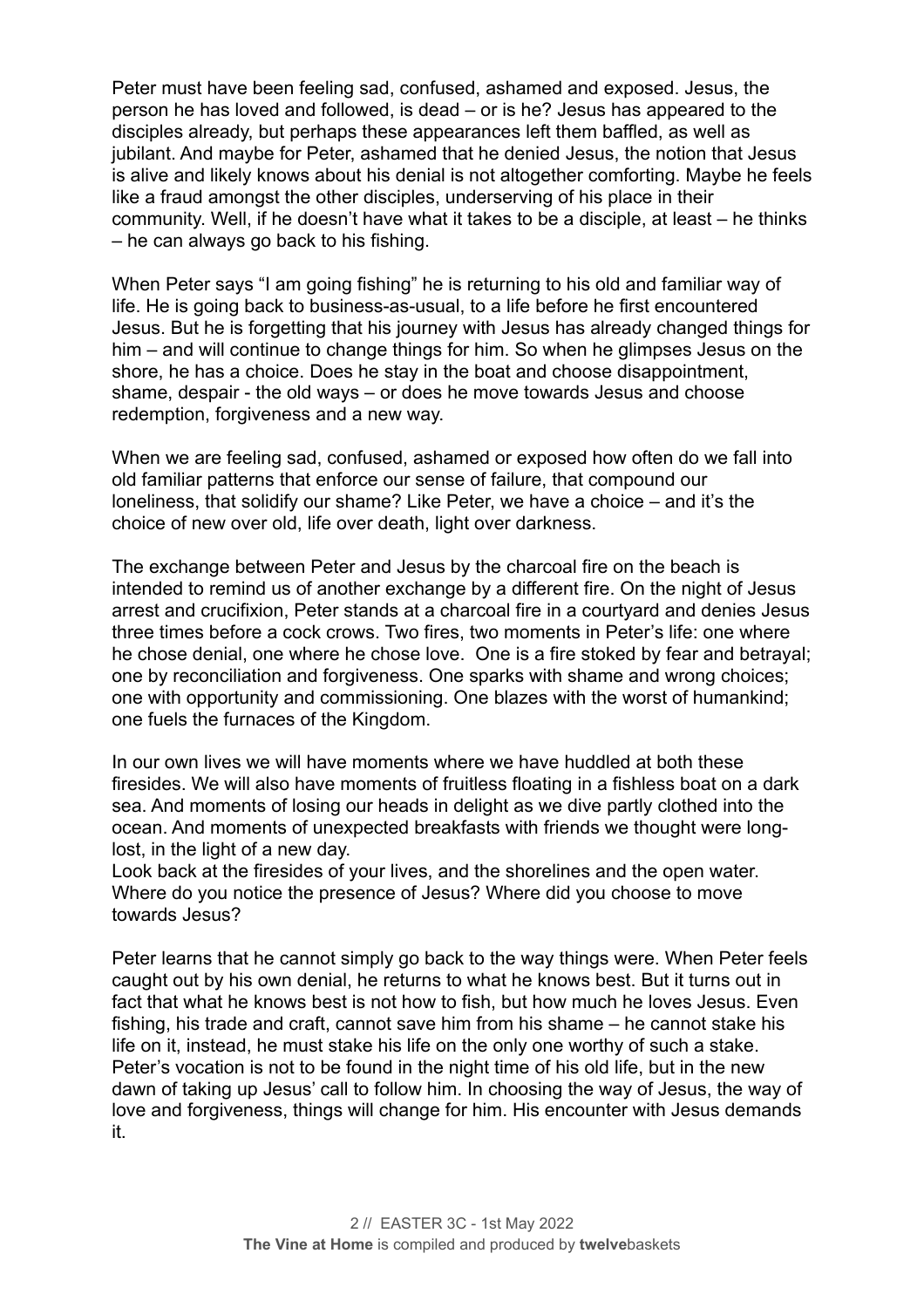Peter must have been feeling sad, confused, ashamed and exposed. Jesus, the person he has loved and followed, is dead – or is he? Jesus has appeared to the disciples already, but perhaps these appearances left them baffled, as well as jubilant. And maybe for Peter, ashamed that he denied Jesus, the notion that Jesus is alive and likely knows about his denial is not altogether comforting. Maybe he feels like a fraud amongst the other disciples, underserving of his place in their community. Well, if he doesn't have what it takes to be a disciple, at least – he thinks – he can always go back to his fishing.

When Peter says "I am going fishing" he is returning to his old and familiar way of life. He is going back to business-as-usual, to a life before he first encountered Jesus. But he is forgetting that his journey with Jesus has already changed things for him – and will continue to change things for him. So when he glimpses Jesus on the shore, he has a choice. Does he stay in the boat and choose disappointment, shame, despair - the old ways – or does he move towards Jesus and choose redemption, forgiveness and a new way.

When we are feeling sad, confused, ashamed or exposed how often do we fall into old familiar patterns that enforce our sense of failure, that compound our loneliness, that solidify our shame? Like Peter, we have a choice – and it's the choice of new over old, life over death, light over darkness.

The exchange between Peter and Jesus by the charcoal fire on the beach is intended to remind us of another exchange by a different fire. On the night of Jesus arrest and crucifixion, Peter stands at a charcoal fire in a courtyard and denies Jesus three times before a cock crows. Two fires, two moments in Peter's life: one where he chose denial, one where he chose love. One is a fire stoked by fear and betrayal; one by reconciliation and forgiveness. One sparks with shame and wrong choices; one with opportunity and commissioning. One blazes with the worst of humankind; one fuels the furnaces of the Kingdom.

In our own lives we will have moments where we have huddled at both these firesides. We will also have moments of fruitless floating in a fishless boat on a dark sea. And moments of losing our heads in delight as we dive partly clothed into the ocean. And moments of unexpected breakfasts with friends we thought were long-lost, in the light of a new day.
Look back at the firesides of your lives, and the shorelines and the open water. Where do you notice the presence of Jesus? Where did you choose to move towards Jesus?

Peter learns that he cannot simply go back to the way things were. When Peter feels caught out by his own denial, he returns to what he knows best. But it turns out in fact that what he knows best is not how to fish, but how much he loves Jesus. Even fishing, his trade and craft, cannot save him from his shame – he cannot stake his life on it, instead, he must stake his life on the only one worthy of such a stake. Peter's vocation is not to be found in the night time of his old life, but in the new dawn of taking up Jesus' call to follow him. In choosing the way of Jesus, the way of love and forgiveness, things will change for him. His encounter with Jesus demands it.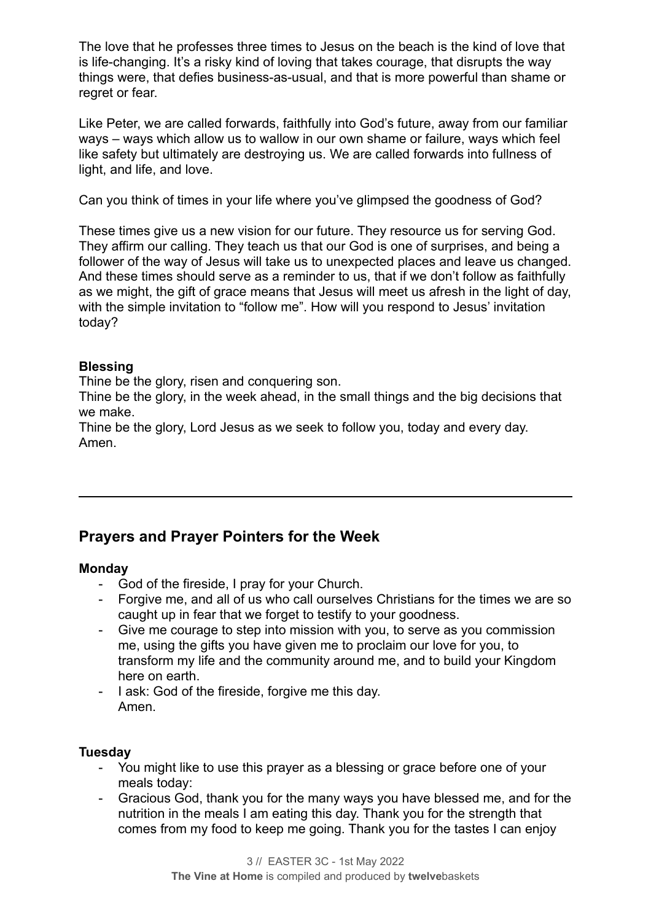The love that he professes three times to Jesus on the beach is the kind of love that is life-changing. It's a risky kind of loving that takes courage, that disrupts the way things were, that defies business-as-usual, and that is more powerful than shame or regret or fear.

Like Peter, we are called forwards, faithfully into God's future, away from our familiar ways – ways which allow us to wallow in our own shame or failure, ways which feel like safety but ultimately are destroying us. We are called forwards into fullness of light, and life, and love.

Can you think of times in your life where you've glimpsed the goodness of God?

These times give us a new vision for our future. They resource us for serving God. They affirm our calling. They teach us that our God is one of surprises, and being a follower of the way of Jesus will take us to unexpected places and leave us changed. And these times should serve as a reminder to us, that if we don't follow as faithfully as we might, the gift of grace means that Jesus will meet us afresh in the light of day, with the simple invitation to "follow me". How will you respond to Jesus' invitation today?

**Blessing**
Thine be the glory, risen and conquering son.
Thine be the glory, in the week ahead, in the small things and the big decisions that we make.
Thine be the glory, Lord Jesus as we seek to follow you, today and every day.
Amen.

---

## Prayers and Prayer Pointers for the Week

**Monday**

- God of the fireside, I pray for your Church.
- Forgive me, and all of us who call ourselves Christians for the times we are so caught up in fear that we forget to testify to your goodness.
- Give me courage to step into mission with you, to serve as you commission me, using the gifts you have given me to proclaim our love for you, to transform my life and the community around me, and to build your Kingdom here on earth.
- I ask: God of the fireside, forgive me this day.
  Amen.

**Tuesday**

- You might like to use this prayer as a blessing or grace before one of your meals today:
- Gracious God, thank you for the many ways you have blessed me, and for the nutrition in the meals I am eating this day. Thank you for the strength that comes from my food to keep me going. Thank you for the tastes I can enjoy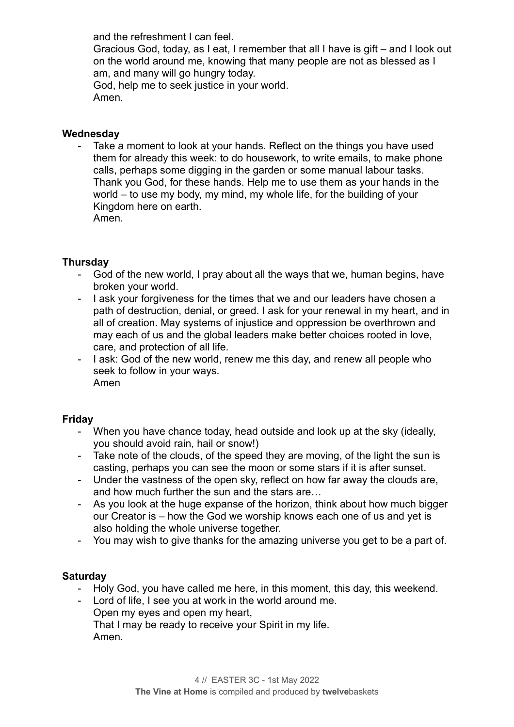and the refreshment I can feel.
Gracious God, today, as I eat, I remember that all I have is gift – and I look out on the world around me, knowing that many people are not as blessed as I am, and many will go hungry today.
God, help me to seek justice in your world.
Amen.

**Wednesday**

- Take a moment to look at your hands. Reflect on the things you have used them for already this week: to do housework, to write emails, to make phone calls, perhaps some digging in the garden or some manual labour tasks. Thank you God, for these hands. Help me to use them as your hands in the world – to use my body, my mind, my whole life, for the building of your Kingdom here on earth.
  Amen.

**Thursday**

- God of the new world, I pray about all the ways that we, human begins, have broken your world.
- I ask your forgiveness for the times that we and our leaders have chosen a path of destruction, denial, or greed. I ask for your renewal in my heart, and in all of creation. May systems of injustice and oppression be overthrown and may each of us and the global leaders make better choices rooted in love, care, and protection of all life.
- I ask: God of the new world, renew me this day, and renew all people who seek to follow in your ways.
  Amen

**Friday**

- When you have chance today, head outside and look up at the sky (ideally, you should avoid rain, hail or snow!)
- Take note of the clouds, of the speed they are moving, of the light the sun is casting, perhaps you can see the moon or some stars if it is after sunset.
- Under the vastness of the open sky, reflect on how far away the clouds are, and how much further the sun and the stars are…
- As you look at the huge expanse of the horizon, think about how much bigger our Creator is – how the God we worship knows each one of us and yet is also holding the whole universe together.
- You may wish to give thanks for the amazing universe you get to be a part of.

**Saturday**

- Holy God, you have called me here, in this moment, this day, this weekend.
- Lord of life, I see you at work in the world around me.
  Open my eyes and open my heart,
  That I may be ready to receive your Spirit in my life.
  Amen.